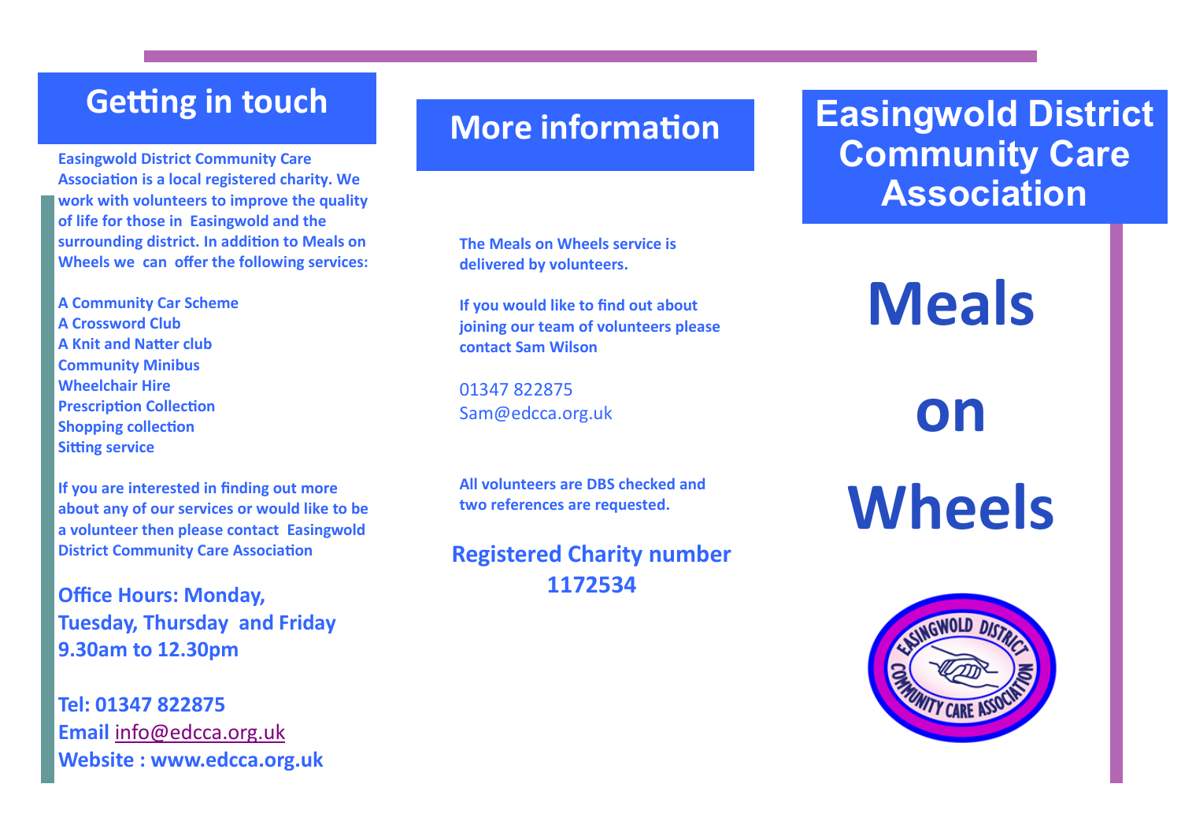## Getting in touch

**Easingwold District Community Care Association is a local registered charity. We work with volunteers to improve the quality of life for those in Easingwold and the surrounding district. In addition to Meals on Wheels we can offer the following services:**

**A Community Car Scheme**
**A Crossword Club**
**A Knit and Natter club**
**Community Minibus**
**Wheelchair Hire**
**Prescription Collection**
**Shopping collection**
**Sitting service**

**If you are interested in finding out more about any of our services or would like to be a volunteer then please contact Easingwold District Community Care Association**

**Office Hours: Monday, Tuesday, Thursday and Friday 9.30am to 12.30pm**

**Tel: 01347 822875**
**Email** info@edcca.org.uk
**Website : www.edcca.org.uk**

## More information

**The Meals on Wheels service is delivered by volunteers.**

**If you would like to find out about joining our team of volunteers please contact Sam Wilson**

01347 822875
Sam@edcca.org.uk

**All volunteers are DBS checked and two references are requested.**

**Registered Charity number 1172534**

# Easingwold District Community Care Association

# Meals on Wheels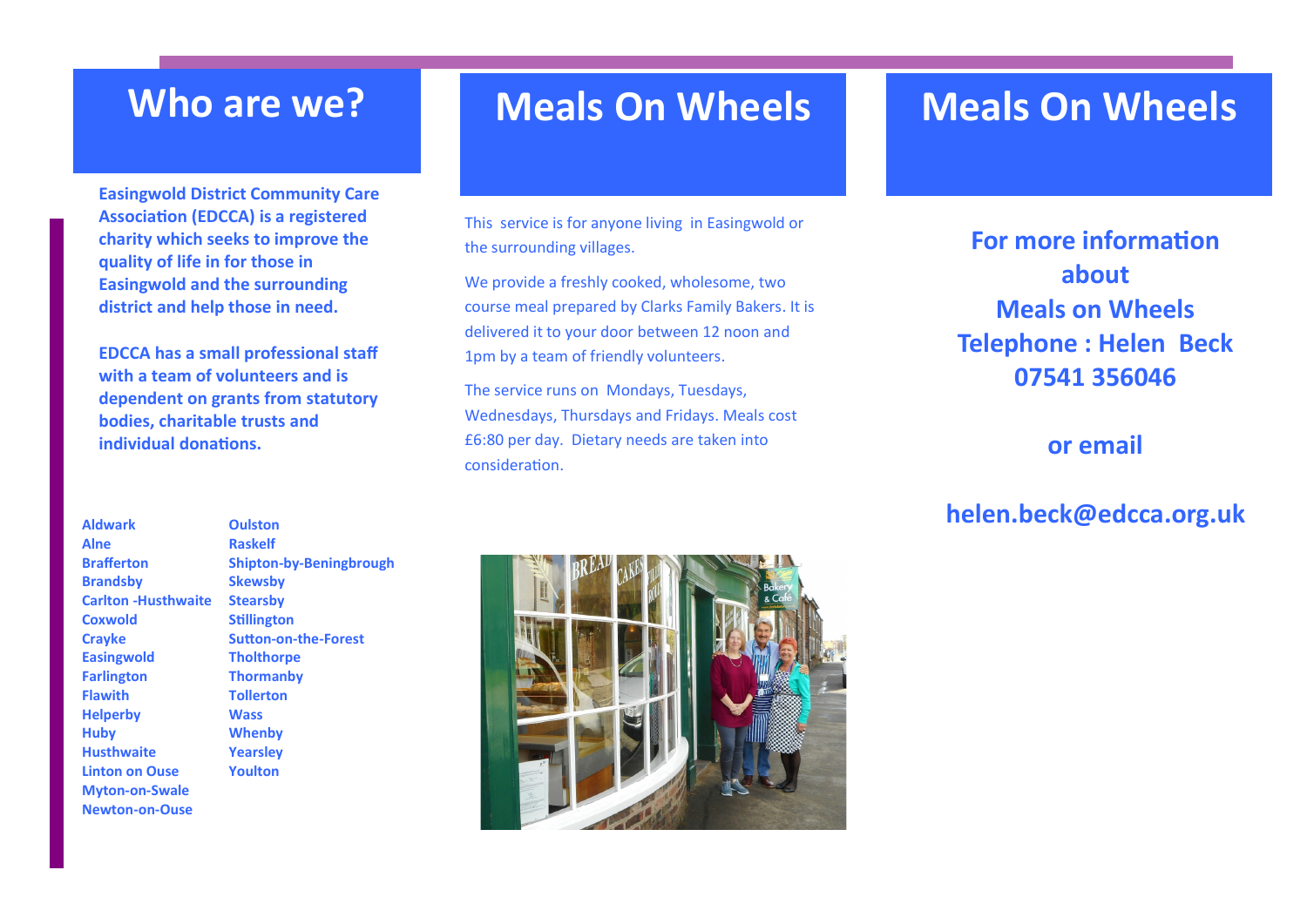# Who are we?

**Easingwold District Community Care Association (EDCCA) is a registered charity which seeks to improve the quality of life in for those in Easingwold and the surrounding district and help those in need.**

**EDCCA has a small professional staff with a team of volunteers and is dependent on grants from statutory bodies, charitable trusts and individual donations.**

**Aldwark**
**Alne**
**Brafferton**
**Brandsby**
**Carlton -Husthwaite**
**Coxwold**
**Crayke**
**Easingwold**
**Farlington**
**Flawith**
**Helperby**
**Huby**
**Husthwaite**
**Linton on Ouse**
**Myton-on-Swale**
**Newton-on-Ouse**
**Oulston**
**Raskelf**
**Shipton-by-Beningbrough**
**Skewsby**
**Stearsby**
**Stillington**
**Sutton-on-the-Forest**
**Tholthorpe**
**Thormanby**
**Tollerton**
**Wass**
**Whenby**
**Yearsley**
**Youlton**

# Meals On Wheels

This service is for anyone living in Easingwold or the surrounding villages.

We provide a freshly cooked, wholesome, two course meal prepared by Clarks Family Bakers. It is delivered it to your door between 12 noon and 1pm by a team of friendly volunteers.

The service runs on Mondays, Tuesdays, Wednesdays, Thursdays and Fridays. Meals cost £6:80 per day. Dietary needs are taken into consideration.

# Meals On Wheels

**For more information about Meals on Wheels**
**Telephone : Helen Beck**
**07541 356046**

**or email**

**helen.beck@edcca.org.uk**